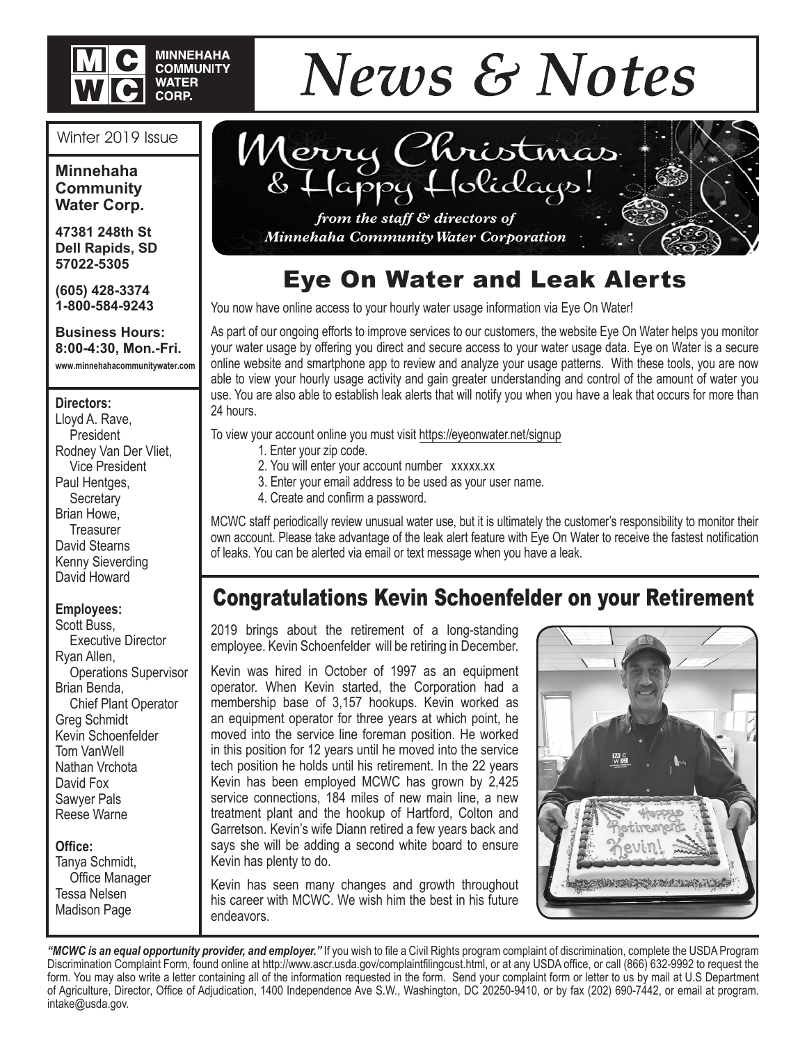# News & Notes

**MINNEHAHA COMMUNITY WATER CORP.**

Winter 2019 Issue

**Minnehaha Community Water Corp.**

**47381 248th St**
**Dell Rapids, SD**
**57022-5305**

**(605) 428-3374**
**1-800-584-9243**

**Business Hours:**
**8:00-4:30, Mon.-Fri.**
**www.minnehahacommunitywater.com**

**Directors:**
Lloyd A. Rave, President
Rodney Van Der Vliet, Vice President
Paul Hentges, Secretary
Brian Howe, Treasurer
David Stearns
Kenny Sieverding
David Howard

**Employees:**
Scott Buss, Executive Director
Ryan Allen, Operations Supervisor
Brian Benda, Chief Plant Operator
Greg Schmidt
Kevin Schoenfelder
Tom VanWell
Nathan Vrchota
David Fox
Sawyer Pals
Reese Warne

**Office:**
Tanya Schmidt, Office Manager
Tessa Nelsen
Madison Page

Merry Christmas & Happy Holidays!

*from the staff & directors of Minnehaha Community Water Corporation*

## Eye On Water and Leak Alerts

You now have online access to your hourly water usage information via Eye On Water!

As part of our ongoing efforts to improve services to our customers, the website Eye On Water helps you monitor your water usage by offering you direct and secure access to your water usage data. Eye on Water is a secure online website and smartphone app to review and analyze your usage patterns. With these tools, you are now able to view your hourly usage activity and gain greater understanding and control of the amount of water you use. You are also able to establish leak alerts that will notify you when you have a leak that occurs for more than 24 hours.

To view your account online you must visit https://eyeonwater.net/signup

1. Enter your zip code.
2. You will enter your account number xxxxx.xx
3. Enter your email address to be used as your user name.
4. Create and confirm a password.

MCWC staff periodically review unusual water use, but it is ultimately the customer's responsibility to monitor their own account. Please take advantage of the leak alert feature with Eye On Water to receive the fastest notification of leaks. You can be alerted via email or text message when you have a leak.

## Congratulations Kevin Schoenfelder on your Retirement

2019 brings about the retirement of a long-standing employee. Kevin Schoenfelder will be retiring in December.

Kevin was hired in October of 1997 as an equipment operator. When Kevin started, the Corporation had a membership base of 3,157 hookups. Kevin worked as an equipment operator for three years at which point, he moved into the service line foreman position. He worked in this position for 12 years until he moved into the service tech position he holds until his retirement. In the 22 years Kevin has been employed MCWC has grown by 2,425 service connections, 184 miles of new main line, a new treatment plant and the hookup of Hartford, Colton and Garretson. Kevin's wife Diann retired a few years back and says she will be adding a second white board to ensure Kevin has plenty to do.

Kevin has seen many changes and growth throughout his career with MCWC. We wish him the best in his future endeavors.

***"MCWC is an equal opportunity provider, and employer."*** If you wish to file a Civil Rights program complaint of discrimination, complete the USDA Program Discrimination Complaint Form, found online at http://www.ascr.usda.gov/complaintfilingcust.html, or at any USDA office, or call (866) 632-9992 to request the form. You may also write a letter containing all of the information requested in the form. Send your complaint form or letter to us by mail at U.S Department of Agriculture, Director, Office of Adjudication, 1400 Independence Ave S.W., Washington, DC 20250-9410, or by fax (202) 690-7442, or email at program.intake@usda.gov.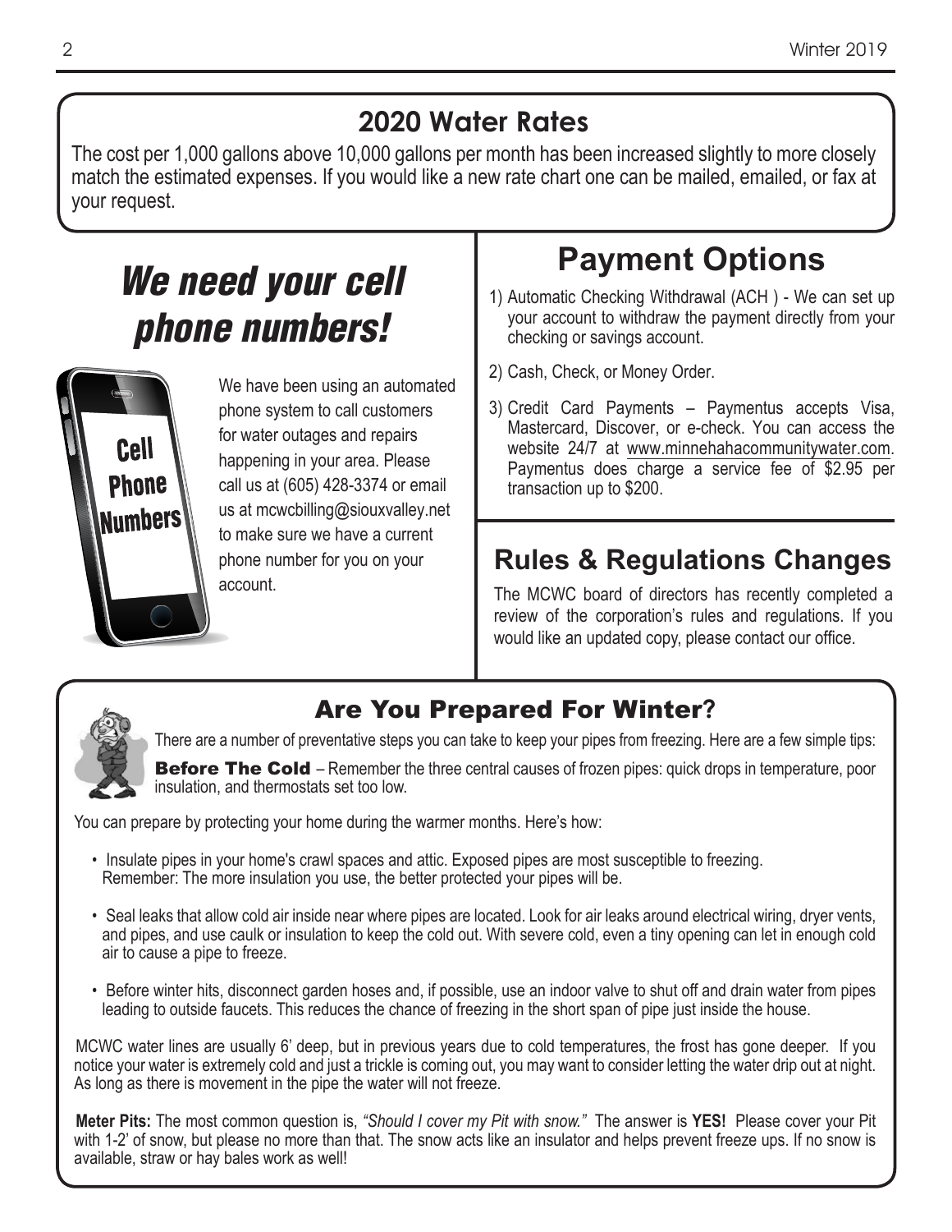## 2020 Water Rates

The cost per 1,000 gallons above 10,000 gallons per month has been increased slightly to more closely match the estimated expenses. If you would like a new rate chart one can be mailed, emailed, or fax at your request.

## *We need your cell phone numbers!*

We have been using an automated phone system to call customers for water outages and repairs happening in your area. Please call us at (605) 428-3374 or email us at mcwcbilling@siouxvalley.net to make sure we have a current phone number for you on your account.

## Payment Options

1) Automatic Checking Withdrawal (ACH ) - We can set up your account to withdraw the payment directly from your checking or savings account.
2) Cash, Check, or Money Order.
3) Credit Card Payments – Paymentus accepts Visa, Mastercard, Discover, or e-check. You can access the website 24/7 at www.minnehahacommunitywater.com. Paymentus does charge a service fee of $2.95 per transaction up to $200.

## Rules & Regulations Changes

The MCWC board of directors has recently completed a review of the corporation's rules and regulations. If you would like an updated copy, please contact our office.

## Are You Prepared For Winter?

There are a number of preventative steps you can take to keep your pipes from freezing. Here are a few simple tips:

**Before The Cold** – Remember the three central causes of frozen pipes: quick drops in temperature, poor insulation, and thermostats set too low.

You can prepare by protecting your home during the warmer months. Here's how:

- Insulate pipes in your home's crawl spaces and attic. Exposed pipes are most susceptible to freezing. Remember: The more insulation you use, the better protected your pipes will be.
- Seal leaks that allow cold air inside near where pipes are located. Look for air leaks around electrical wiring, dryer vents, and pipes, and use caulk or insulation to keep the cold out. With severe cold, even a tiny opening can let in enough cold air to cause a pipe to freeze.
- Before winter hits, disconnect garden hoses and, if possible, use an indoor valve to shut off and drain water from pipes leading to outside faucets. This reduces the chance of freezing in the short span of pipe just inside the house.

MCWC water lines are usually 6' deep, but in previous years due to cold temperatures, the frost has gone deeper. If you notice your water is extremely cold and just a trickle is coming out, you may want to consider letting the water drip out at night. As long as there is movement in the pipe the water will not freeze.

**Meter Pits:** The most common question is, *"Should I cover my Pit with snow."* The answer is **YES!** Please cover your Pit with 1-2' of snow, but please no more than that. The snow acts like an insulator and helps prevent freeze ups. If no snow is available, straw or hay bales work as well!